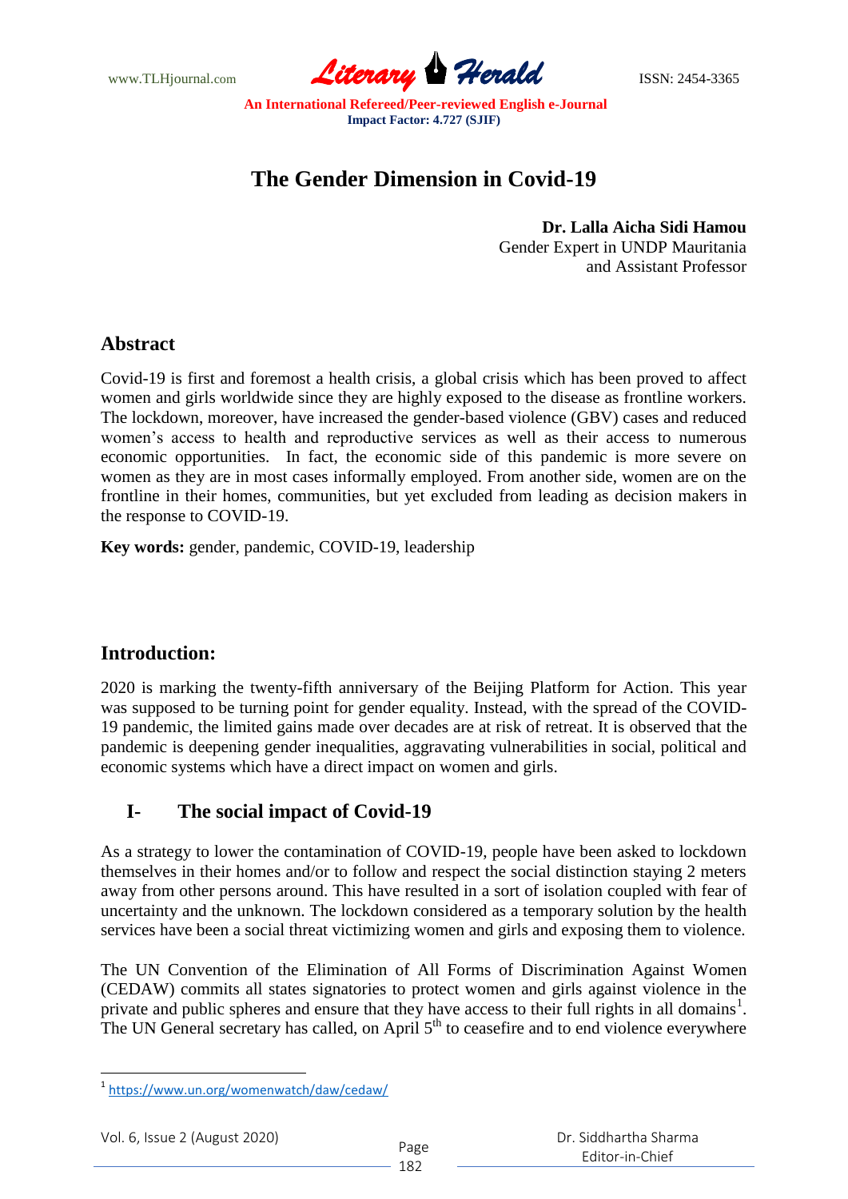# The Gender Dimension in Covid-19

**Dr. Lalla Aicha Sidi Hamou**
Gender Expert in UNDP Mauritania
and Assistant Professor

## Abstract

Covid-19 is first and foremost a health crisis, a global crisis which has been proved to affect women and girls worldwide since they are highly exposed to the disease as frontline workers. The lockdown, moreover, have increased the gender-based violence (GBV) cases and reduced women's access to health and reproductive services as well as their access to numerous economic opportunities. In fact, the economic side of this pandemic is more severe on women as they are in most cases informally employed. From another side, women are on the frontline in their homes, communities, but yet excluded from leading as decision makers in the response to COVID-19.

**Key words:** gender, pandemic, COVID-19, leadership

## Introduction:

2020 is marking the twenty-fifth anniversary of the Beijing Platform for Action. This year was supposed to be turning point for gender equality. Instead, with the spread of the COVID-19 pandemic, the limited gains made over decades are at risk of retreat. It is observed that the pandemic is deepening gender inequalities, aggravating vulnerabilities in social, political and economic systems which have a direct impact on women and girls.

## I- The social impact of Covid-19

As a strategy to lower the contamination of COVID-19, people have been asked to lockdown themselves in their homes and/or to follow and respect the social distinction staying 2 meters away from other persons around. This have resulted in a sort of isolation coupled with fear of uncertainty and the unknown. The lockdown considered as a temporary solution by the health services have been a social threat victimizing women and girls and exposing them to violence.

The UN Convention of the Elimination of All Forms of Discrimination Against Women (CEDAW) commits all states signatories to protect women and girls against violence in the private and public spheres and ensure that they have access to their full rights in all domains[1]. The UN General secretary has called, on April 5th to ceasefire and to end violence everywhere

[1] https://www.un.org/womenwatch/daw/cedaw/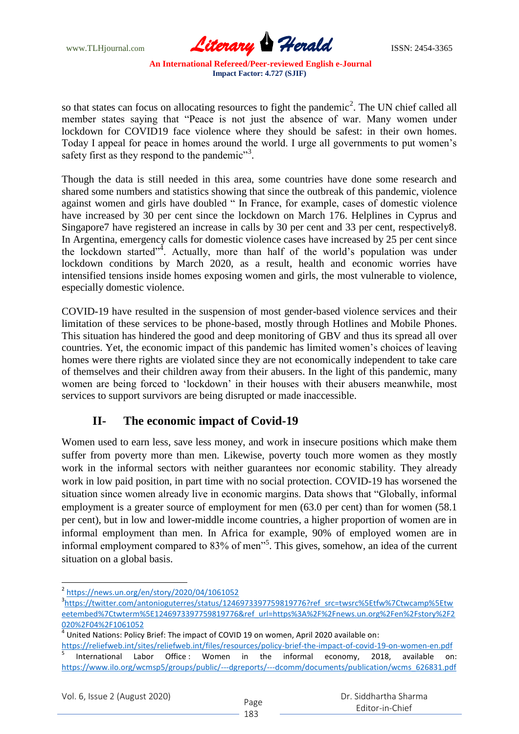so that states can focus on allocating resources to fight the pandemic[2]. The UN chief called all member states saying that "Peace is not just the absence of war. Many women under lockdown for COVID19 face violence where they should be safest: in their own homes. Today I appeal for peace in homes around the world. I urge all governments to put women's safety first as they respond to the pandemic"[3].

Though the data is still needed in this area, some countries have done some research and shared some numbers and statistics showing that since the outbreak of this pandemic, violence against women and girls have doubled " In France, for example, cases of domestic violence have increased by 30 per cent since the lockdown on March 176. Helplines in Cyprus and Singapore7 have registered an increase in calls by 30 per cent and 33 per cent, respectively8. In Argentina, emergency calls for domestic violence cases have increased by 25 per cent since the lockdown started"[4]. Actually, more than half of the world's population was under lockdown conditions by March 2020, as a result, health and economic worries have intensified tensions inside homes exposing women and girls, the most vulnerable to violence, especially domestic violence.

COVID-19 have resulted in the suspension of most gender-based violence services and their limitation of these services to be phone-based, mostly through Hotlines and Mobile Phones. This situation has hindered the good and deep monitoring of GBV and thus its spread all over countries. Yet, the economic impact of this pandemic has limited women's choices of leaving homes were there rights are violated since they are not economically independent to take care of themselves and their children away from their abusers. In the light of this pandemic, many women are being forced to 'lockdown' in their houses with their abusers meanwhile, most services to support survivors are being disrupted or made inaccessible.

## II- The economic impact of Covid-19

Women used to earn less, save less money, and work in insecure positions which make them suffer from poverty more than men. Likewise, poverty touch more women as they mostly work in the informal sectors with neither guarantees nor economic stability. They already work in low paid position, in part time with no social protection. COVID-19 has worsened the situation since women already live in economic margins. Data shows that "Globally, informal employment is a greater source of employment for men (63.0 per cent) than for women (58.1 per cent), but in low and lower-middle income countries, a higher proportion of women are in informal employment than men. In Africa for example, 90% of employed women are in informal employment compared to 83% of men"[5]. This gives, somehow, an idea of the current situation on a global basis.

---

[2] https://news.un.org/en/story/2020/04/1061052

[3] https://twitter.com/antonioguterres/status/1246973397759819776?ref_src=twsrc%5Etfw%7Ctwcamp%5Etweetembed%7Ctwterm%5E1246973397759819776&ref_url=https%3A%2F%2Fnews.un.org%2Fen%2Fstory%2F2020%2F04%2F1061052

[4] United Nations: Policy Brief: The impact of COVID 19 on women, April 2020 available on: https://reliefweb.int/sites/reliefweb.int/files/resources/policy-brief-the-impact-of-covid-19-on-women-en.pdf

[5] International Labor Office : Women in the informal economy, 2018, available on: https://www.ilo.org/wcmsp5/groups/public/---dgreports/---dcomm/documents/publication/wcms_626831.pdf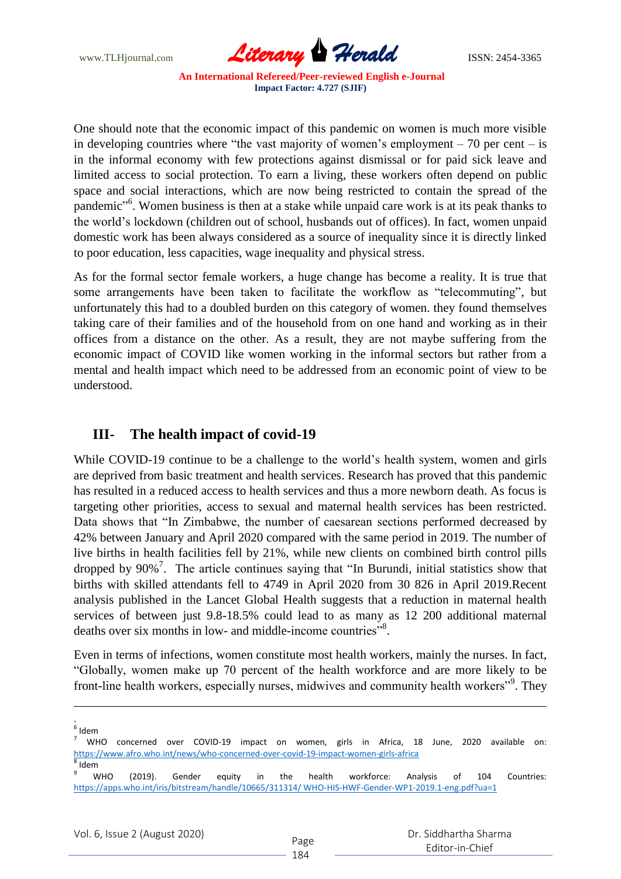One should note that the economic impact of this pandemic on women is much more visible in developing countries where "the vast majority of women's employment – 70 per cent – is in the informal economy with few protections against dismissal or for paid sick leave and limited access to social protection. To earn a living, these workers often depend on public space and social interactions, which are now being restricted to contain the spread of the pandemic"[6]. Women business is then at a stake while unpaid care work is at its peak thanks to the world's lockdown (children out of school, husbands out of offices). In fact, women unpaid domestic work has been always considered as a source of inequality since it is directly linked to poor education, less capacities, wage inequality and physical stress.

As for the formal sector female workers, a huge change has become a reality. It is true that some arrangements have been taken to facilitate the workflow as "telecommuting", but unfortunately this had to a doubled burden on this category of women. they found themselves taking care of their families and of the household from on one hand and working as in their offices from a distance on the other. As a result, they are not maybe suffering from the economic impact of COVID like women working in the informal sectors but rather from a mental and health impact which need to be addressed from an economic point of view to be understood.

## III- The health impact of covid-19

While COVID-19 continue to be a challenge to the world's health system, women and girls are deprived from basic treatment and health services. Research has proved that this pandemic has resulted in a reduced access to health services and thus a more newborn death. As focus is targeting other priorities, access to sexual and maternal health services has been restricted. Data shows that "In Zimbabwe, the number of caesarean sections performed decreased by 42% between January and April 2020 compared with the same period in 2019. The number of live births in health facilities fell by 21%, while new clients on combined birth control pills dropped by 90%[7]. The article continues saying that "In Burundi, initial statistics show that births with skilled attendants fell to 4749 in April 2020 from 30 826 in April 2019.Recent analysis published in the Lancet Global Health suggests that a reduction in maternal health services of between just 9.8-18.5% could lead to as many as 12 200 additional maternal deaths over six months in low- and middle-income countries"[8].

Even in terms of infections, women constitute most health workers, mainly the nurses. In fact, "Globally, women make up 70 percent of the health workforce and are more likely to be front-line health workers, especially nurses, midwives and community health workers"[9]. They

---

[6] Idem

[7] WHO concerned over COVID-19 impact on women, girls in Africa, 18 June, 2020 available on: https://www.afro.who.int/news/who-concerned-over-covid-19-impact-women-girls-africa

[8] Idem

[9] WHO (2019). Gender equity in the health workforce: Analysis of 104 Countries: https://apps.who.int/iris/bitstream/handle/10665/311314/ WHO-HIS-HWF-Gender-WP1-2019.1-eng.pdf?ua=1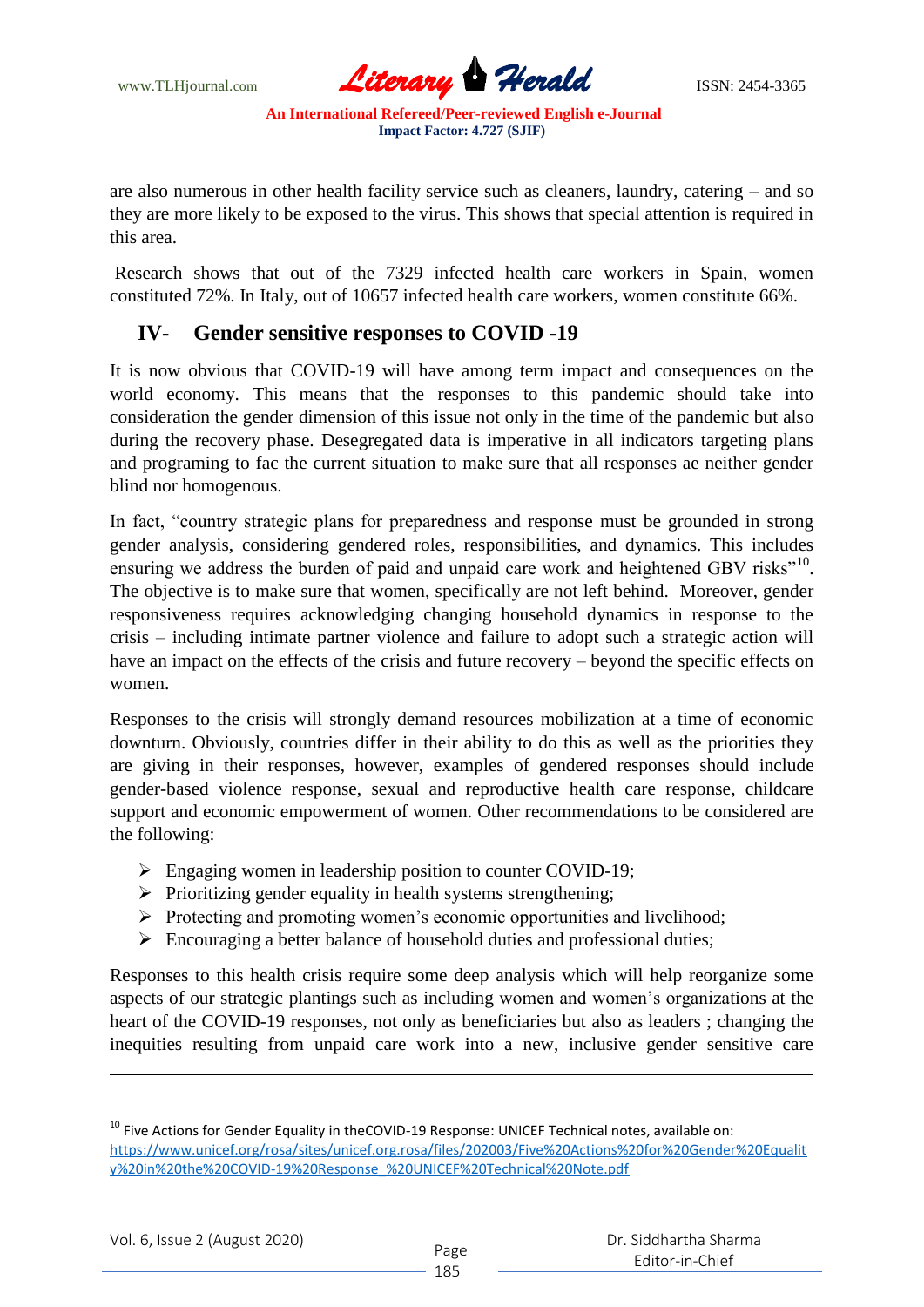are also numerous in other health facility service such as cleaners, laundry, catering – and so they are more likely to be exposed to the virus. This shows that special attention is required in this area.

Research shows that out of the 7329 infected health care workers in Spain, women constituted 72%. In Italy, out of 10657 infected health care workers, women constitute 66%.

## IV- Gender sensitive responses to COVID -19

It is now obvious that COVID-19 will have among term impact and consequences on the world economy. This means that the responses to this pandemic should take into consideration the gender dimension of this issue not only in the time of the pandemic but also during the recovery phase. Desegregated data is imperative in all indicators targeting plans and programing to fac the current situation to make sure that all responses ae neither gender blind nor homogenous.

In fact, "country strategic plans for preparedness and response must be grounded in strong gender analysis, considering gendered roles, responsibilities, and dynamics. This includes ensuring we address the burden of paid and unpaid care work and heightened GBV risks"[10]. The objective is to make sure that women, specifically are not left behind. Moreover, gender responsiveness requires acknowledging changing household dynamics in response to the crisis – including intimate partner violence and failure to adopt such a strategic action will have an impact on the effects of the crisis and future recovery – beyond the specific effects on women.

Responses to the crisis will strongly demand resources mobilization at a time of economic downturn. Obviously, countries differ in their ability to do this as well as the priorities they are giving in their responses, however, examples of gendered responses should include gender-based violence response, sexual and reproductive health care response, childcare support and economic empowerment of women. Other recommendations to be considered are the following:

- Engaging women in leadership position to counter COVID-19;
- Prioritizing gender equality in health systems strengthening;
- Protecting and promoting women's economic opportunities and livelihood;
- Encouraging a better balance of household duties and professional duties;

Responses to this health crisis require some deep analysis which will help reorganize some aspects of our strategic plantings such as including women and women's organizations at the heart of the COVID-19 responses, not only as beneficiaries but also as leaders ; changing the inequities resulting from unpaid care work into a new, inclusive gender sensitive care

---

[10] Five Actions for Gender Equality in theCOVID-19 Response: UNICEF Technical notes, available on: https://www.unicef.org/rosa/sites/unicef.org.rosa/files/202003/Five%20Actions%20for%20Gender%20Equality%20in%20the%20COVID-19%20Response_%20UNICEF%20Technical%20Note.pdf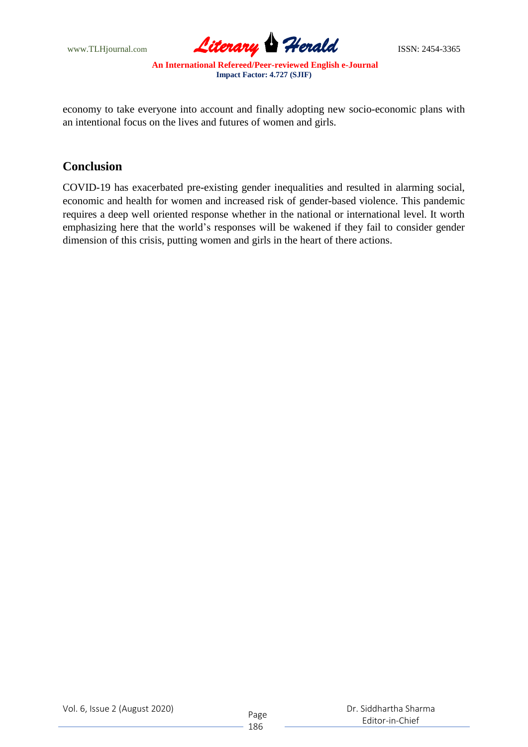economy to take everyone into account and finally adopting new socio-economic plans with an intentional focus on the lives and futures of women and girls.

## Conclusion

COVID-19 has exacerbated pre-existing gender inequalities and resulted in alarming social, economic and health for women and increased risk of gender-based violence. This pandemic requires a deep well oriented response whether in the national or international level. It worth emphasizing here that the world's responses will be wakened if they fail to consider gender dimension of this crisis, putting women and girls in the heart of there actions.